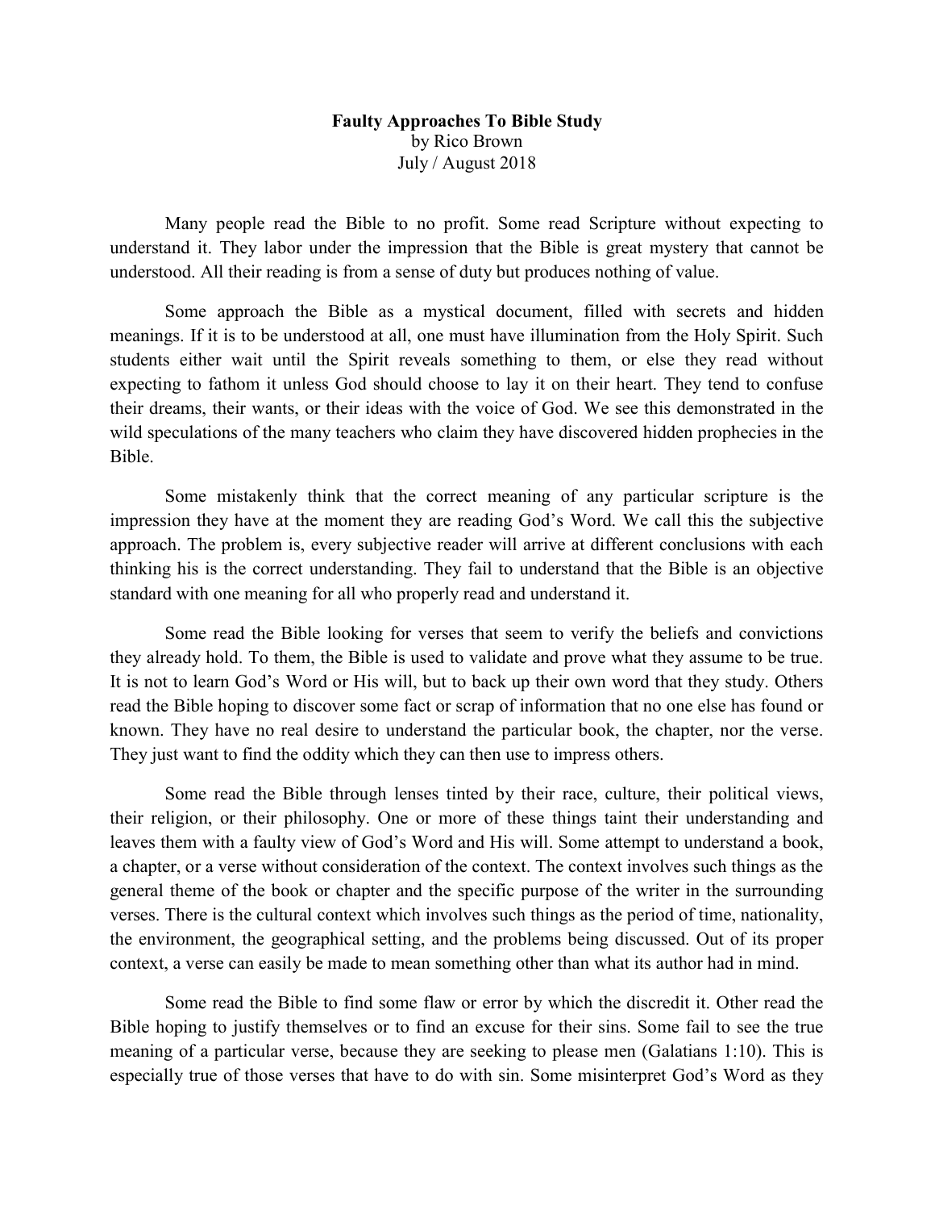**Faulty Approaches To Bible Study**
by Rico Brown
July / August 2018

Many people read the Bible to no profit. Some read Scripture without expecting to understand it. They labor under the impression that the Bible is great mystery that cannot be understood. All their reading is from a sense of duty but produces nothing of value.

Some approach the Bible as a mystical document, filled with secrets and hidden meanings. If it is to be understood at all, one must have illumination from the Holy Spirit. Such students either wait until the Spirit reveals something to them, or else they read without expecting to fathom it unless God should choose to lay it on their heart. They tend to confuse their dreams, their wants, or their ideas with the voice of God. We see this demonstrated in the wild speculations of the many teachers who claim they have discovered hidden prophecies in the Bible.

Some mistakenly think that the correct meaning of any particular scripture is the impression they have at the moment they are reading God's Word. We call this the subjective approach. The problem is, every subjective reader will arrive at different conclusions with each thinking his is the correct understanding. They fail to understand that the Bible is an objective standard with one meaning for all who properly read and understand it.

Some read the Bible looking for verses that seem to verify the beliefs and convictions they already hold. To them, the Bible is used to validate and prove what they assume to be true. It is not to learn God's Word or His will, but to back up their own word that they study. Others read the Bible hoping to discover some fact or scrap of information that no one else has found or known. They have no real desire to understand the particular book, the chapter, nor the verse. They just want to find the oddity which they can then use to impress others.

Some read the Bible through lenses tinted by their race, culture, their political views, their religion, or their philosophy. One or more of these things taint their understanding and leaves them with a faulty view of God's Word and His will. Some attempt to understand a book, a chapter, or a verse without consideration of the context. The context involves such things as the general theme of the book or chapter and the specific purpose of the writer in the surrounding verses. There is the cultural context which involves such things as the period of time, nationality, the environment, the geographical setting, and the problems being discussed. Out of its proper context, a verse can easily be made to mean something other than what its author had in mind.

Some read the Bible to find some flaw or error by which the discredit it. Other read the Bible hoping to justify themselves or to find an excuse for their sins. Some fail to see the true meaning of a particular verse, because they are seeking to please men (Galatians 1:10). This is especially true of those verses that have to do with sin. Some misinterpret God's Word as they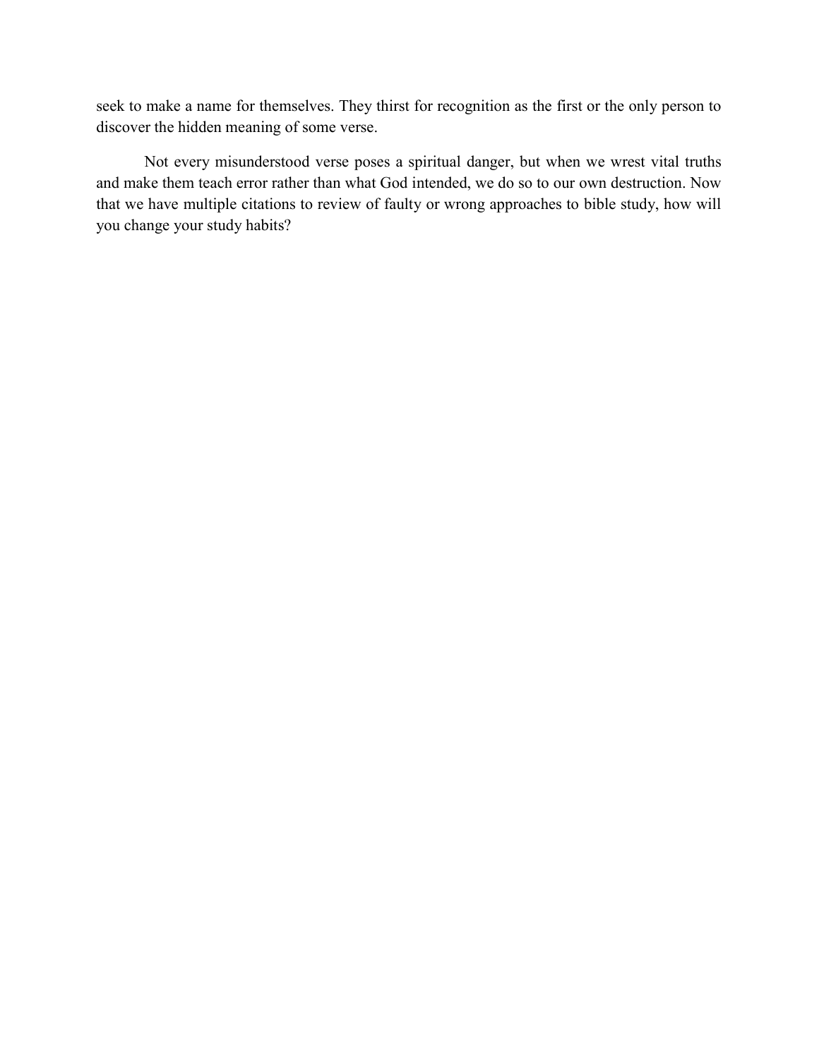seek to make a name for themselves. They thirst for recognition as the first or the only person to discover the hidden meaning of some verse.

Not every misunderstood verse poses a spiritual danger, but when we wrest vital truths and make them teach error rather than what God intended, we do so to our own destruction. Now that we have multiple citations to review of faulty or wrong approaches to bible study, how will you change your study habits?